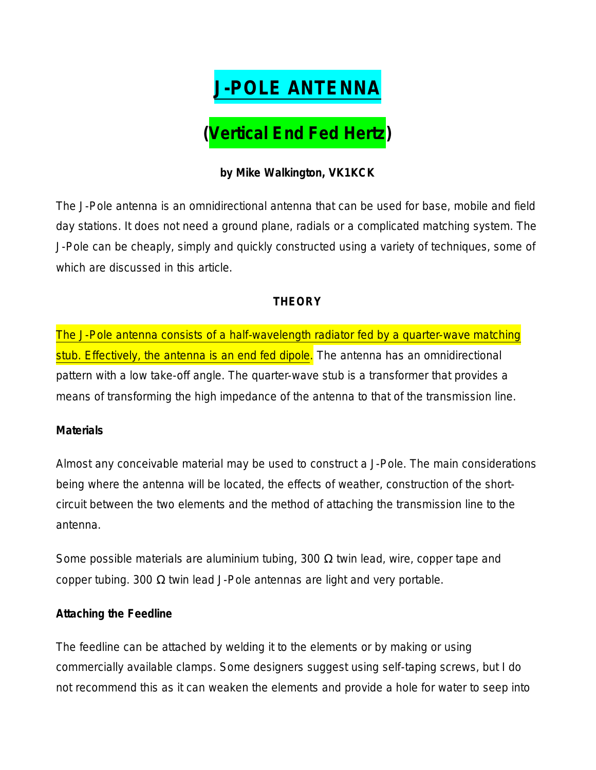# J-POLE ANTENNA

## (Vertical End Fed Hertz)

**by Mike Walkington, VK1KCK**

The J-Pole antenna is an omnidirectional antenna that can be used for base, mobile and field day stations. It does not need a ground plane, radials or a complicated matching system. The J-Pole can be cheaply, simply and quickly constructed using a variety of techniques, some of which are discussed in this article.

### THEORY

The J-Pole antenna consists of a half-wavelength radiator fed by a quarter-wave matching stub. Effectively, the antenna is an end fed dipole. The antenna has an omnidirectional pattern with a low take-off angle. The quarter-wave stub is a transformer that provides a means of transforming the high impedance of the antenna to that of the transmission line.

#### Materials

Almost any conceivable material may be used to construct a J-Pole. The main considerations being where the antenna will be located, the effects of weather, construction of the short-circuit between the two elements and the method of attaching the transmission line to the antenna.

Some possible materials are aluminium tubing, 300 Ω twin lead, wire, copper tape and copper tubing. 300 Ω twin lead J-Pole antennas are light and very portable.

#### Attaching the Feedline

The feedline can be attached by welding it to the elements or by making or using commercially available clamps. Some designers suggest using self-taping screws, but I do not recommend this as it can weaken the elements and provide a hole for water to seep into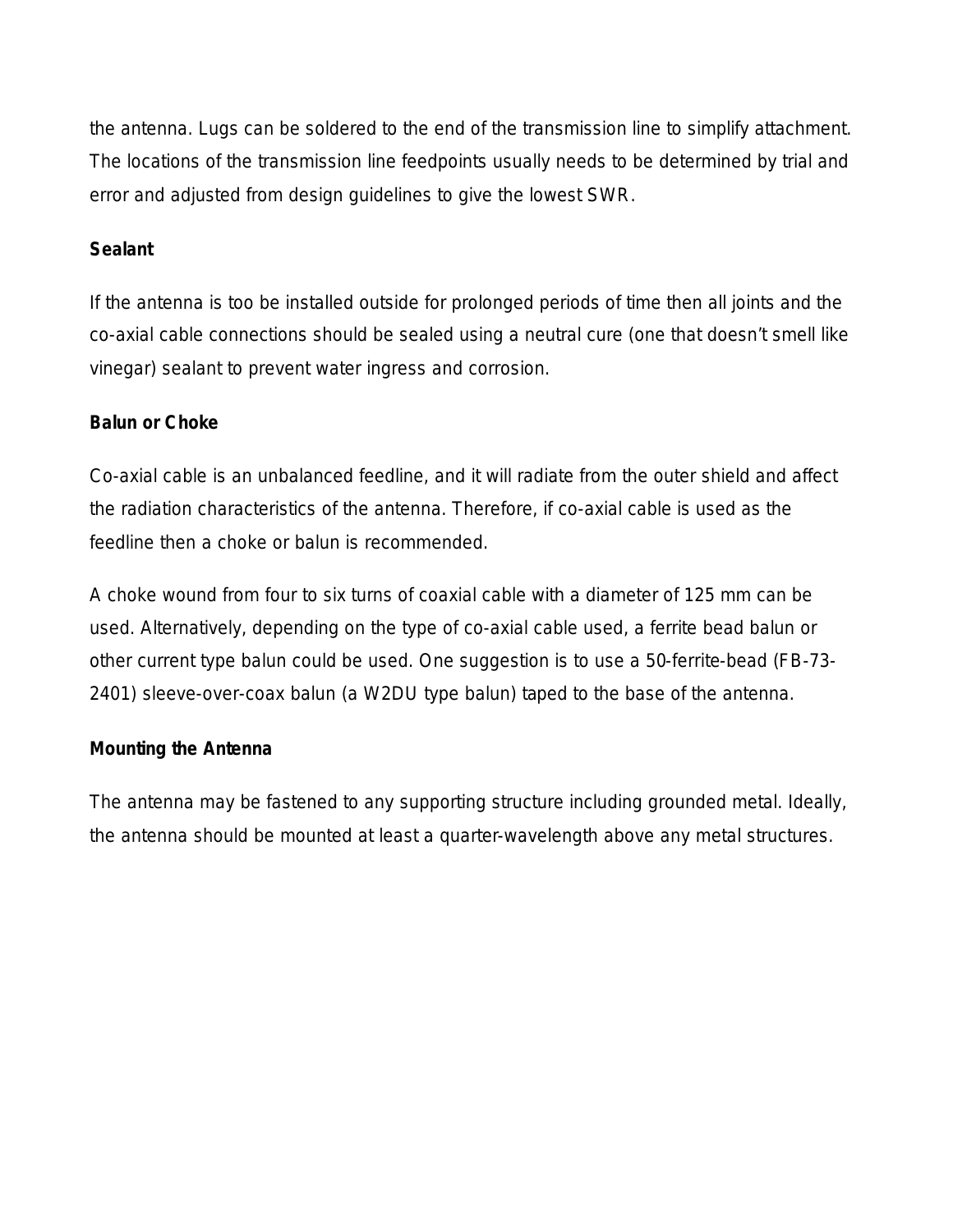the antenna. Lugs can be soldered to the end of the transmission line to simplify attachment. The locations of the transmission line feedpoints usually needs to be determined by trial and error and adjusted from design guidelines to give the lowest SWR.

**Sealant**

If the antenna is too be installed outside for prolonged periods of time then all joints and the co-axial cable connections should be sealed using a neutral cure (one that doesn't smell like vinegar) sealant to prevent water ingress and corrosion.

**Balun or Choke**

Co-axial cable is an unbalanced feedline, and it will radiate from the outer shield and affect the radiation characteristics of the antenna. Therefore, if co-axial cable is used as the feedline then a choke or balun is recommended.

A choke wound from four to six turns of coaxial cable with a diameter of 125 mm can be used. Alternatively, depending on the type of co-axial cable used, a ferrite bead balun or other current type balun could be used. One suggestion is to use a 50-ferrite-bead (FB-73-2401) sleeve-over-coax balun (a W2DU type balun) taped to the base of the antenna.

**Mounting the Antenna**

The antenna may be fastened to any supporting structure including grounded metal. Ideally, the antenna should be mounted at least a quarter-wavelength above any metal structures.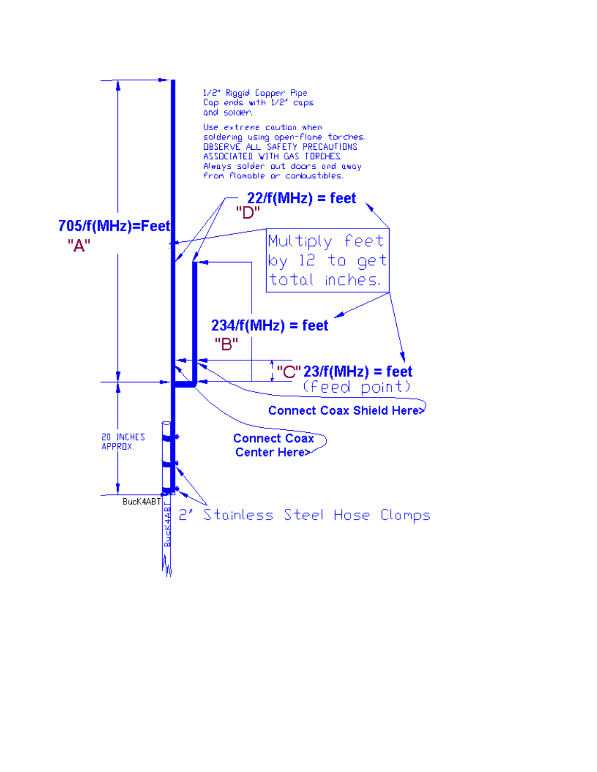1/2" Riggid Copper Pipe
Cap ends with 1/2" caps
and solder.

Use extreme caution when
soldering using open-flame torches.
OBSERVE ALL SAFETY PRECAUTIONS
ASSOCIATED WITH GAS TORCHES.
Always solder out doors and away
from flamable or combustibles.

**22/f(MHz) = feet**
"D"

**705/f(MHz)=Feet**
"A"

Multiply feet by 12 to get total inches.

**234/f(MHz) = feet**
"B"

"C" **23/f(MHz) = feet**
(feed point)

**Connect Coax Shield Here>**

**Connect Coax Center Here>**

20 INCHES APPROX.

BucK4ABT

2" Stainless Steel Hose Clamps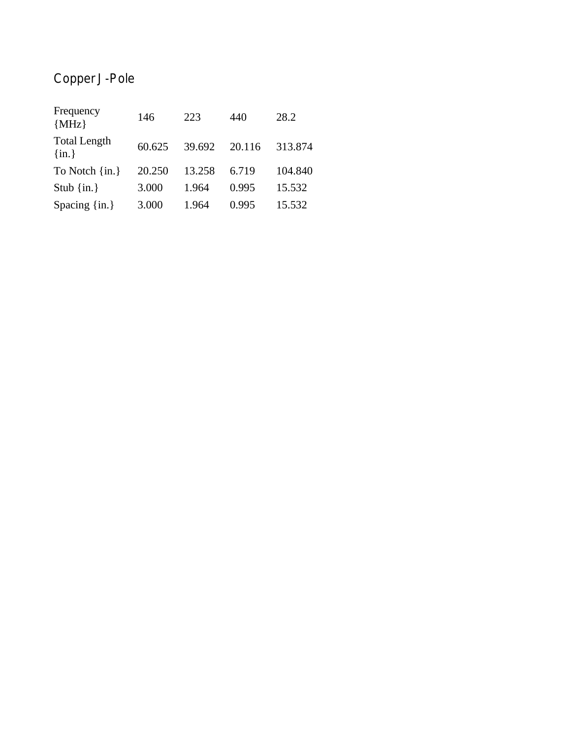## Copper J-Pole

| | | | | |
|---|---|---|---|---|
| Frequency {MHz} | 146 | 223 | 440 | 28.2 |
| Total Length {in.} | 60.625 | 39.692 | 20.116 | 313.874 |
| To Notch {in.} | 20.250 | 13.258 | 6.719 | 104.840 |
| Stub {in.} | 3.000 | 1.964 | 0.995 | 15.532 |
| Spacing {in.} | 3.000 | 1.964 | 0.995 | 15.532 |